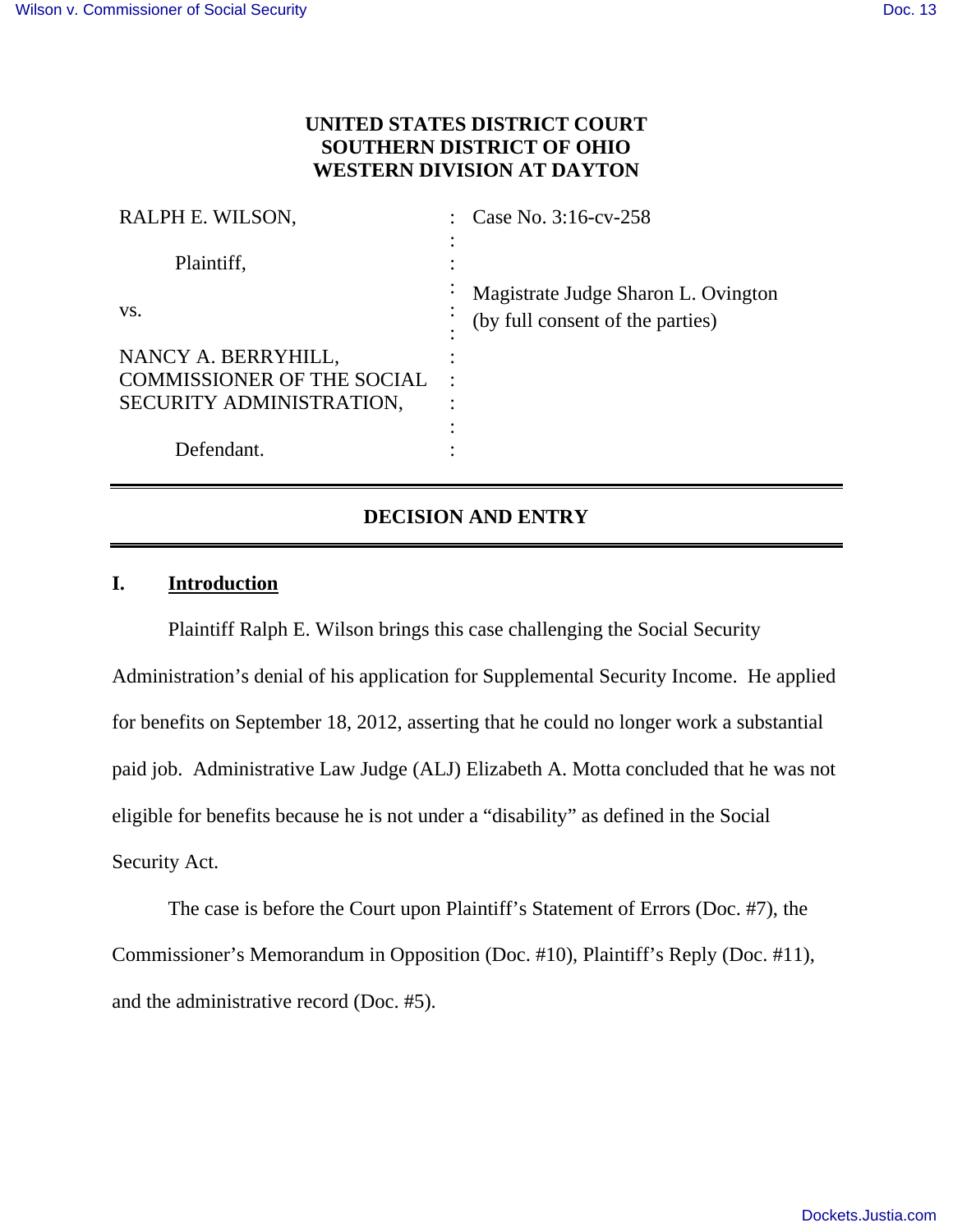**UNITED STATES DISTRICT COURT**
**SOUTHERN DISTRICT OF OHIO**
**WESTERN DIVISION AT DAYTON**

| | | |
|---|---|---|
| RALPH E. WILSON, | : | Case No. 3:16-cv-258 |
| Plaintiff, | : | |
| vs. | : | Magistrate Judge Sharon L. Ovington (by full consent of the parties) |
| NANCY A. BERRYHILL, COMMISSIONER OF THE SOCIAL SECURITY ADMINISTRATION, | : | |
| Defendant. | : | |

## DECISION AND ENTRY

### I. Introduction

Plaintiff Ralph E. Wilson brings this case challenging the Social Security Administration's denial of his application for Supplemental Security Income. He applied for benefits on September 18, 2012, asserting that he could no longer work a substantial paid job. Administrative Law Judge (ALJ) Elizabeth A. Motta concluded that he was not eligible for benefits because he is not under a "disability" as defined in the Social Security Act.

The case is before the Court upon Plaintiff's Statement of Errors (Doc. #7), the Commissioner's Memorandum in Opposition (Doc. #10), Plaintiff's Reply (Doc. #11), and the administrative record (Doc. #5).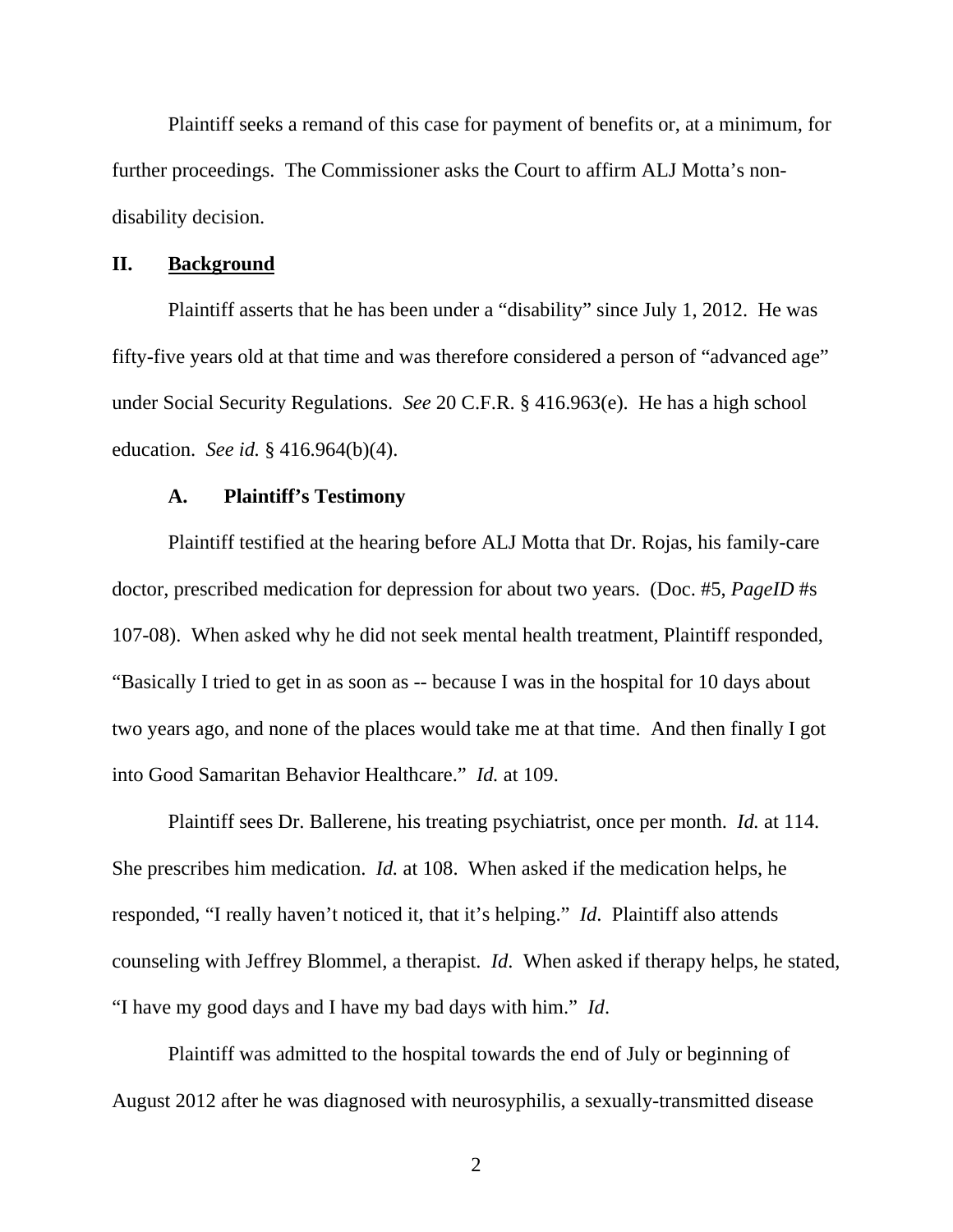Plaintiff seeks a remand of this case for payment of benefits or, at a minimum, for further proceedings. The Commissioner asks the Court to affirm ALJ Motta's non-disability decision.

## II. <u>Background</u>

Plaintiff asserts that he has been under a "disability" since July 1, 2012. He was fifty-five years old at that time and was therefore considered a person of "advanced age" under Social Security Regulations. *See* 20 C.F.R. § 416.963(e). He has a high school education. *See id.* § 416.964(b)(4).

### A. Plaintiff's Testimony

Plaintiff testified at the hearing before ALJ Motta that Dr. Rojas, his family-care doctor, prescribed medication for depression for about two years. (Doc. #5, *PageID* #s 107-08). When asked why he did not seek mental health treatment, Plaintiff responded, "Basically I tried to get in as soon as -- because I was in the hospital for 10 days about two years ago, and none of the places would take me at that time. And then finally I got into Good Samaritan Behavior Healthcare." *Id.* at 109.

Plaintiff sees Dr. Ballerene, his treating psychiatrist, once per month. *Id.* at 114. She prescribes him medication. *Id.* at 108. When asked if the medication helps, he responded, "I really haven't noticed it, that it's helping." *Id*. Plaintiff also attends counseling with Jeffrey Blommel, a therapist. *Id*. When asked if therapy helps, he stated, "I have my good days and I have my bad days with him." *Id*.

Plaintiff was admitted to the hospital towards the end of July or beginning of August 2012 after he was diagnosed with neurosyphilis, a sexually-transmitted disease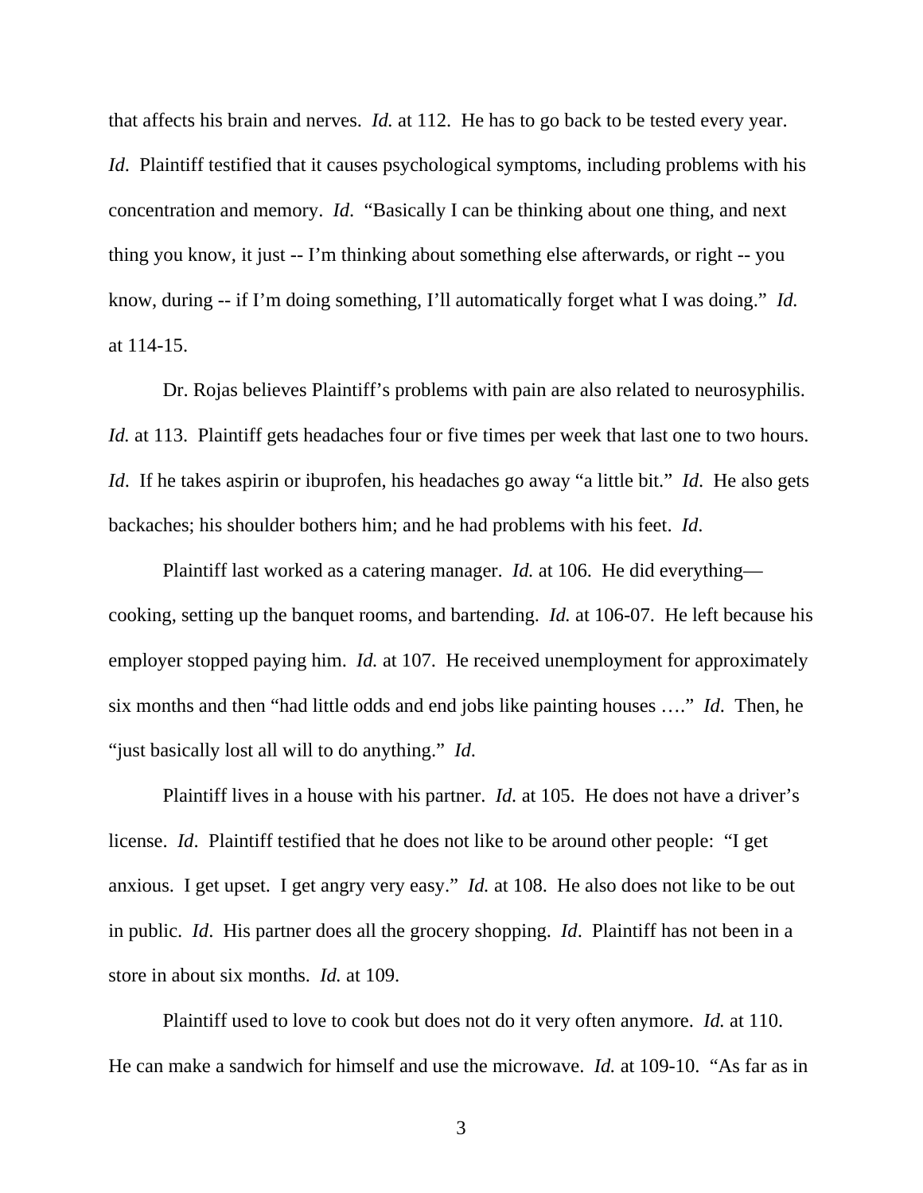that affects his brain and nerves. *Id.* at 112. He has to go back to be tested every year. *Id*. Plaintiff testified that it causes psychological symptoms, including problems with his concentration and memory. *Id*. "Basically I can be thinking about one thing, and next thing you know, it just -- I'm thinking about something else afterwards, or right -- you know, during -- if I'm doing something, I'll automatically forget what I was doing." *Id.* at 114-15.

Dr. Rojas believes Plaintiff's problems with pain are also related to neurosyphilis. *Id.* at 113. Plaintiff gets headaches four or five times per week that last one to two hours. *Id*. If he takes aspirin or ibuprofen, his headaches go away "a little bit." *Id*. He also gets backaches; his shoulder bothers him; and he had problems with his feet. *Id*.

Plaintiff last worked as a catering manager. *Id.* at 106. He did everything—cooking, setting up the banquet rooms, and bartending. *Id.* at 106-07. He left because his employer stopped paying him. *Id.* at 107. He received unemployment for approximately six months and then "had little odds and end jobs like painting houses …." *Id*. Then, he "just basically lost all will to do anything." *Id*.

Plaintiff lives in a house with his partner. *Id.* at 105. He does not have a driver's license. *Id*. Plaintiff testified that he does not like to be around other people: "I get anxious. I get upset. I get angry very easy." *Id.* at 108. He also does not like to be out in public. *Id*. His partner does all the grocery shopping. *Id*. Plaintiff has not been in a store in about six months. *Id.* at 109.

Plaintiff used to love to cook but does not do it very often anymore. *Id.* at 110. He can make a sandwich for himself and use the microwave. *Id.* at 109-10. "As far as in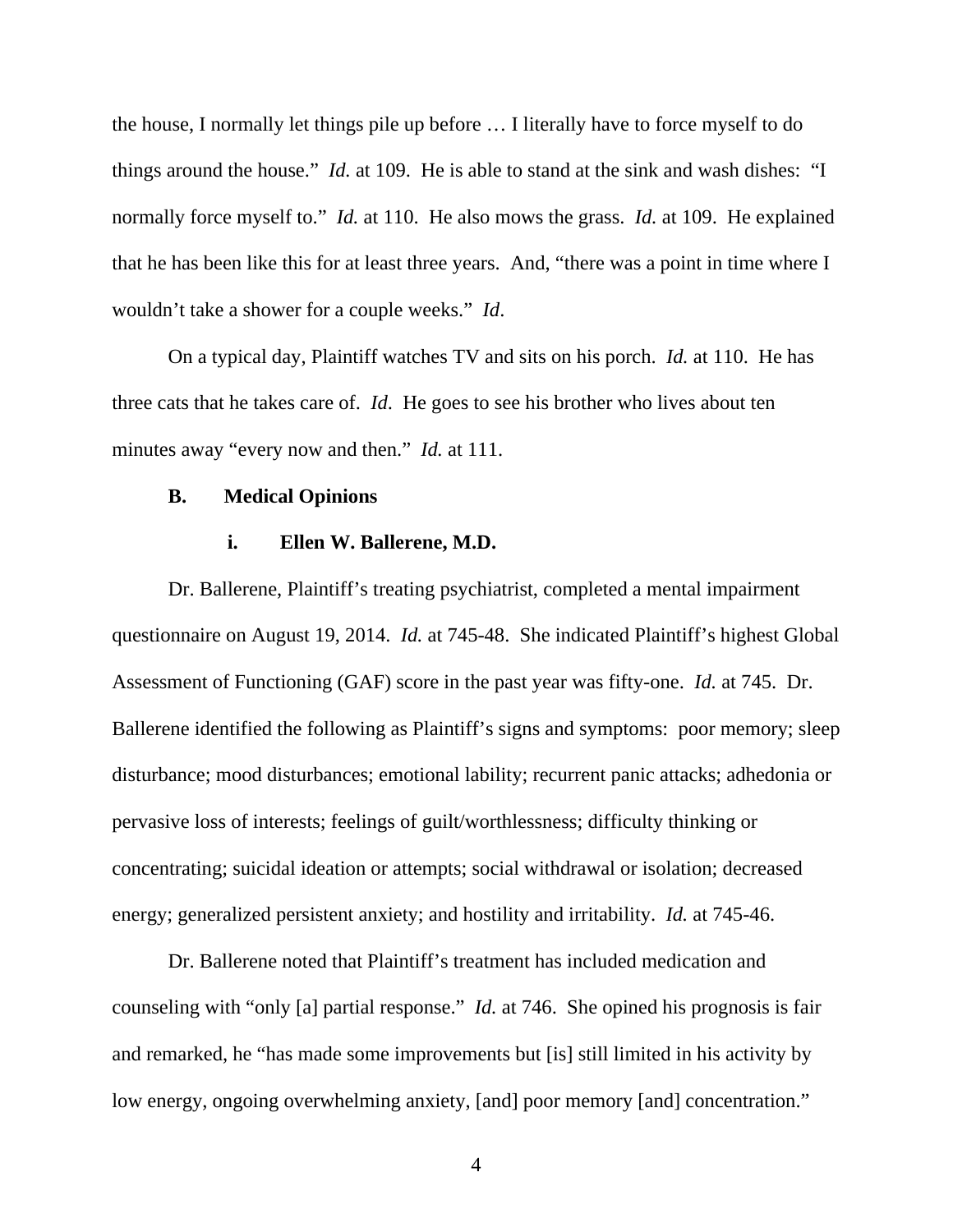the house, I normally let things pile up before … I literally have to force myself to do things around the house." *Id.* at 109. He is able to stand at the sink and wash dishes: "I normally force myself to." *Id.* at 110. He also mows the grass. *Id.* at 109. He explained that he has been like this for at least three years. And, "there was a point in time where I wouldn't take a shower for a couple weeks." *Id*.

On a typical day, Plaintiff watches TV and sits on his porch. *Id.* at 110. He has three cats that he takes care of. *Id*. He goes to see his brother who lives about ten minutes away "every now and then." *Id.* at 111.

### B. Medical Opinions

#### i. Ellen W. Ballerene, M.D.

Dr. Ballerene, Plaintiff's treating psychiatrist, completed a mental impairment questionnaire on August 19, 2014. *Id.* at 745-48. She indicated Plaintiff's highest Global Assessment of Functioning (GAF) score in the past year was fifty-one. *Id.* at 745. Dr. Ballerene identified the following as Plaintiff's signs and symptoms: poor memory; sleep disturbance; mood disturbances; emotional lability; recurrent panic attacks; adhedonia or pervasive loss of interests; feelings of guilt/worthlessness; difficulty thinking or concentrating; suicidal ideation or attempts; social withdrawal or isolation; decreased energy; generalized persistent anxiety; and hostility and irritability. *Id.* at 745-46.

Dr. Ballerene noted that Plaintiff's treatment has included medication and counseling with "only [a] partial response." *Id.* at 746. She opined his prognosis is fair and remarked, he "has made some improvements but [is] still limited in his activity by low energy, ongoing overwhelming anxiety, [and] poor memory [and] concentration."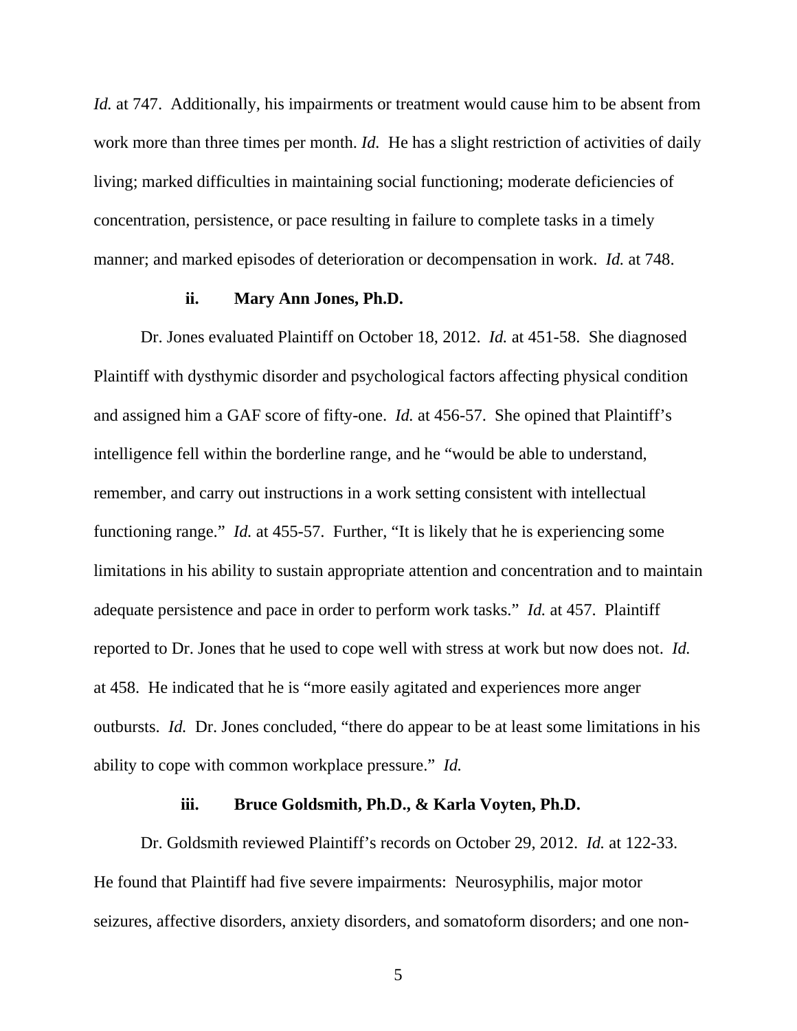*Id.* at 747. Additionally, his impairments or treatment would cause him to be absent from work more than three times per month. *Id.* He has a slight restriction of activities of daily living; marked difficulties in maintaining social functioning; moderate deficiencies of concentration, persistence, or pace resulting in failure to complete tasks in a timely manner; and marked episodes of deterioration or decompensation in work. *Id.* at 748.

**ii. Mary Ann Jones, Ph.D.**

Dr. Jones evaluated Plaintiff on October 18, 2012. *Id.* at 451-58. She diagnosed Plaintiff with dysthymic disorder and psychological factors affecting physical condition and assigned him a GAF score of fifty-one. *Id.* at 456-57. She opined that Plaintiff's intelligence fell within the borderline range, and he "would be able to understand, remember, and carry out instructions in a work setting consistent with intellectual functioning range." *Id.* at 455-57. Further, "It is likely that he is experiencing some limitations in his ability to sustain appropriate attention and concentration and to maintain adequate persistence and pace in order to perform work tasks." *Id.* at 457. Plaintiff reported to Dr. Jones that he used to cope well with stress at work but now does not. *Id.* at 458. He indicated that he is "more easily agitated and experiences more anger outbursts. *Id.* Dr. Jones concluded, "there do appear to be at least some limitations in his ability to cope with common workplace pressure." *Id.*

**iii. Bruce Goldsmith, Ph.D., & Karla Voyten, Ph.D.**

Dr. Goldsmith reviewed Plaintiff's records on October 29, 2012. *Id.* at 122-33. He found that Plaintiff had five severe impairments: Neurosyphilis, major motor seizures, affective disorders, anxiety disorders, and somatoform disorders; and one non-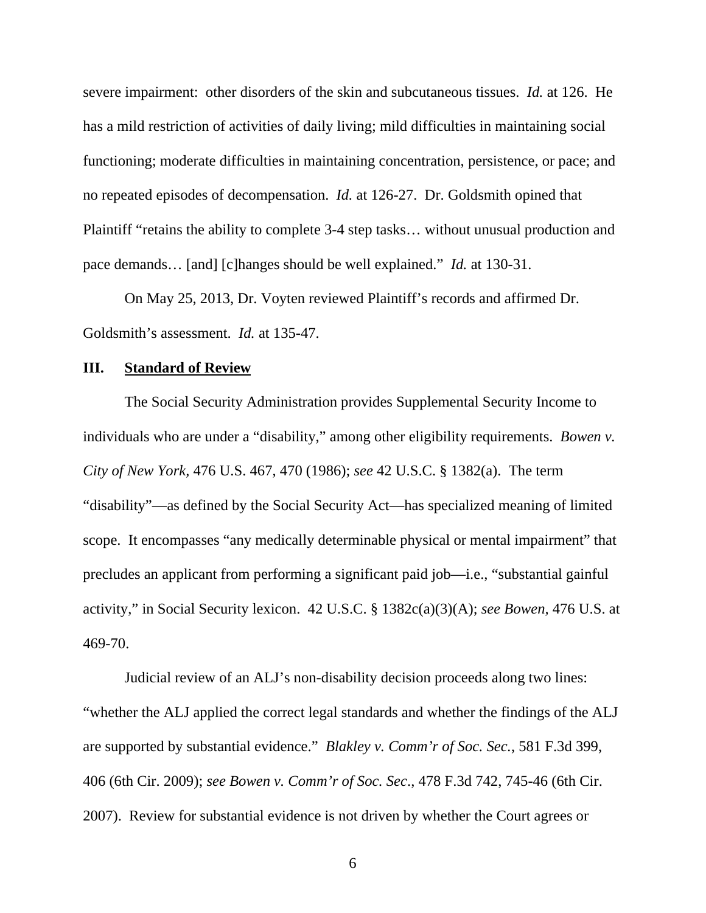severe impairment: other disorders of the skin and subcutaneous tissues. *Id.* at 126. He has a mild restriction of activities of daily living; mild difficulties in maintaining social functioning; moderate difficulties in maintaining concentration, persistence, or pace; and no repeated episodes of decompensation. *Id.* at 126-27. Dr. Goldsmith opined that Plaintiff "retains the ability to complete 3-4 step tasks… without unusual production and pace demands… [and] [c]hanges should be well explained." *Id.* at 130-31.

On May 25, 2013, Dr. Voyten reviewed Plaintiff's records and affirmed Dr. Goldsmith's assessment. *Id.* at 135-47.

## III. Standard of Review

The Social Security Administration provides Supplemental Security Income to individuals who are under a "disability," among other eligibility requirements. *Bowen v. City of New York*, 476 U.S. 467, 470 (1986); *see* 42 U.S.C. § 1382(a). The term "disability"—as defined by the Social Security Act—has specialized meaning of limited scope. It encompasses "any medically determinable physical or mental impairment" that precludes an applicant from performing a significant paid job—i.e., "substantial gainful activity," in Social Security lexicon. 42 U.S.C. § 1382c(a)(3)(A); *see Bowen*, 476 U.S. at 469-70.

Judicial review of an ALJ's non-disability decision proceeds along two lines: "whether the ALJ applied the correct legal standards and whether the findings of the ALJ are supported by substantial evidence." *Blakley v. Comm'r of Soc. Sec.*, 581 F.3d 399, 406 (6th Cir. 2009); *see Bowen v. Comm'r of Soc. Sec.*, 478 F.3d 742, 745-46 (6th Cir. 2007). Review for substantial evidence is not driven by whether the Court agrees or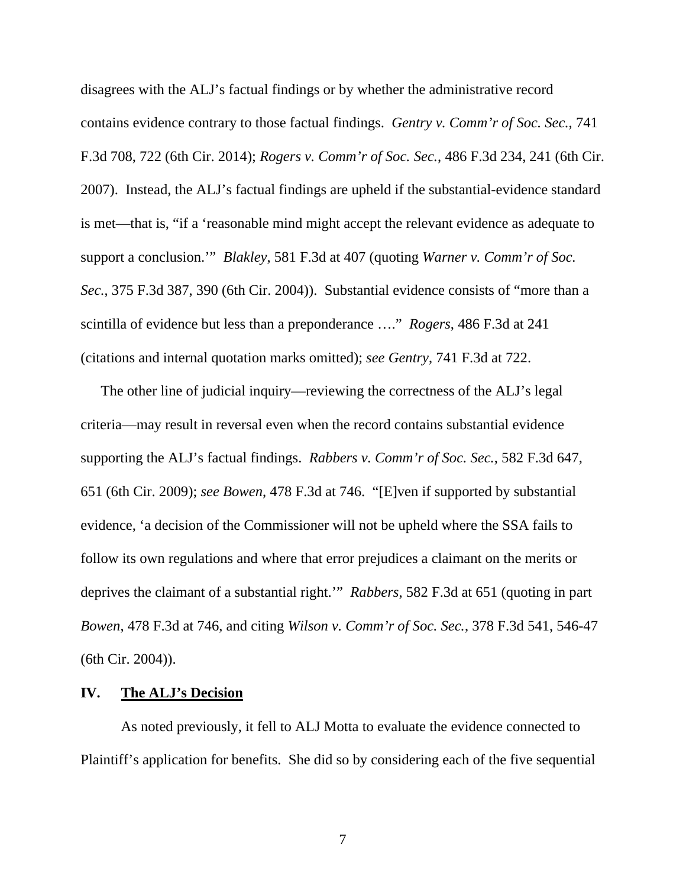disagrees with the ALJ's factual findings or by whether the administrative record contains evidence contrary to those factual findings. *Gentry v. Comm'r of Soc. Sec.*, 741 F.3d 708, 722 (6th Cir. 2014); *Rogers v. Comm'r of Soc. Sec.*, 486 F.3d 234, 241 (6th Cir. 2007). Instead, the ALJ's factual findings are upheld if the substantial-evidence standard is met—that is, "if a 'reasonable mind might accept the relevant evidence as adequate to support a conclusion.'" *Blakley*, 581 F.3d at 407 (quoting *Warner v. Comm'r of Soc. Sec.*, 375 F.3d 387, 390 (6th Cir. 2004)). Substantial evidence consists of "more than a scintilla of evidence but less than a preponderance …." *Rogers*, 486 F.3d at 241 (citations and internal quotation marks omitted); *see Gentry*, 741 F.3d at 722.

The other line of judicial inquiry—reviewing the correctness of the ALJ's legal criteria—may result in reversal even when the record contains substantial evidence supporting the ALJ's factual findings. *Rabbers v. Comm'r of Soc. Sec.*, 582 F.3d 647, 651 (6th Cir. 2009); *see Bowen*, 478 F.3d at 746. "[E]ven if supported by substantial evidence, 'a decision of the Commissioner will not be upheld where the SSA fails to follow its own regulations and where that error prejudices a claimant on the merits or deprives the claimant of a substantial right.'" *Rabbers*, 582 F.3d at 651 (quoting in part *Bowen*, 478 F.3d at 746, and citing *Wilson v. Comm'r of Soc. Sec.*, 378 F.3d 541, 546-47 (6th Cir. 2004)).

## IV. The ALJ's Decision

As noted previously, it fell to ALJ Motta to evaluate the evidence connected to Plaintiff's application for benefits. She did so by considering each of the five sequential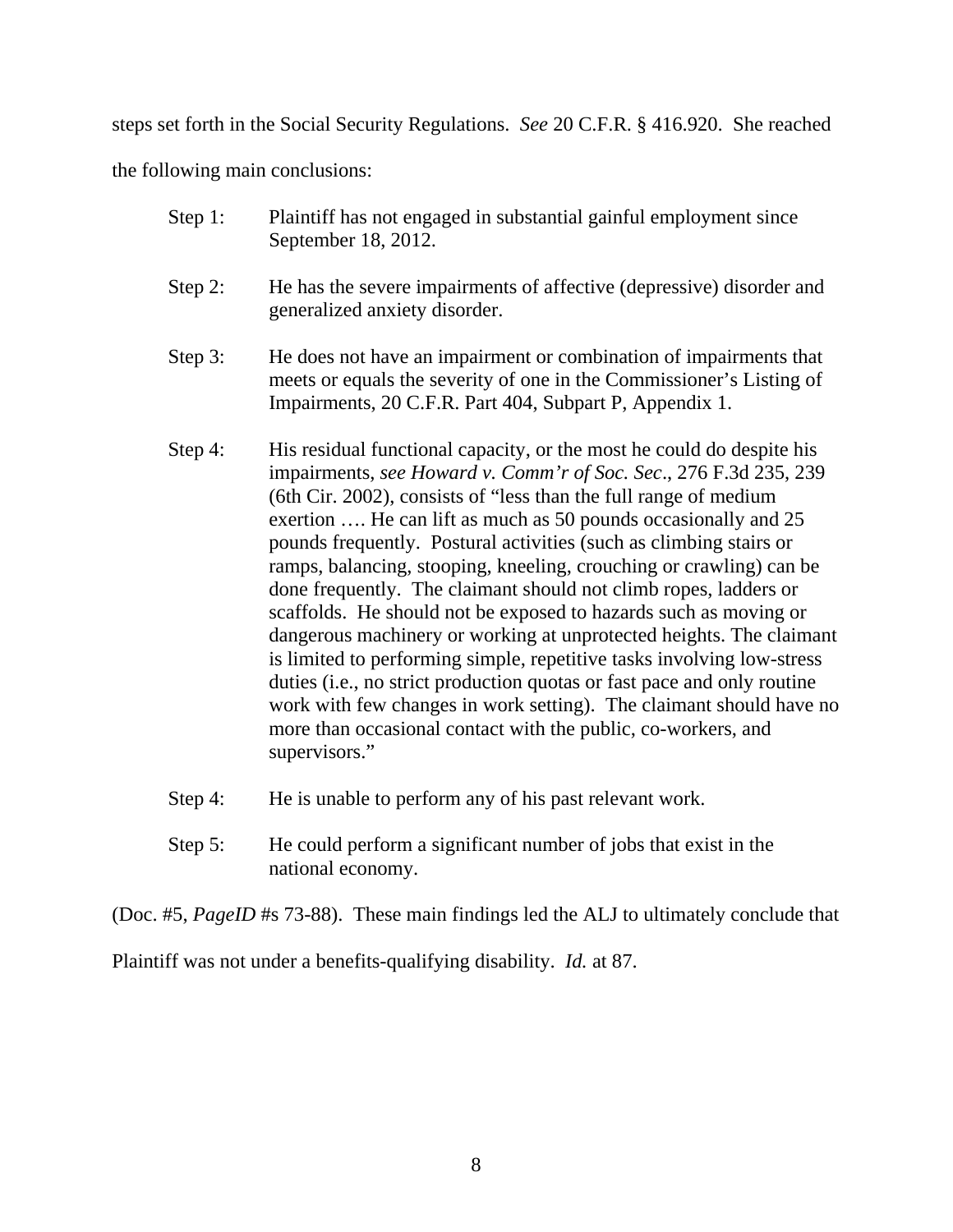steps set forth in the Social Security Regulations. *See* 20 C.F.R. § 416.920. She reached the following main conclusions:

> Step 1: Plaintiff has not engaged in substantial gainful employment since September 18, 2012.
>
> Step 2: He has the severe impairments of affective (depressive) disorder and generalized anxiety disorder.
>
> Step 3: He does not have an impairment or combination of impairments that meets or equals the severity of one in the Commissioner's Listing of Impairments, 20 C.F.R. Part 404, Subpart P, Appendix 1.
>
> Step 4: His residual functional capacity, or the most he could do despite his impairments, *see Howard v. Comm'r of Soc. Sec*., 276 F.3d 235, 239 (6th Cir. 2002), consists of "less than the full range of medium exertion …. He can lift as much as 50 pounds occasionally and 25 pounds frequently. Postural activities (such as climbing stairs or ramps, balancing, stooping, kneeling, crouching or crawling) can be done frequently. The claimant should not climb ropes, ladders or scaffolds. He should not be exposed to hazards such as moving or dangerous machinery or working at unprotected heights. The claimant is limited to performing simple, repetitive tasks involving low-stress duties (i.e., no strict production quotas or fast pace and only routine work with few changes in work setting). The claimant should have no more than occasional contact with the public, co-workers, and supervisors."
>
> Step 4: He is unable to perform any of his past relevant work.
>
> Step 5: He could perform a significant number of jobs that exist in the national economy.

(Doc. #5, *PageID* #s 73-88). These main findings led the ALJ to ultimately conclude that Plaintiff was not under a benefits-qualifying disability. *Id.* at 87.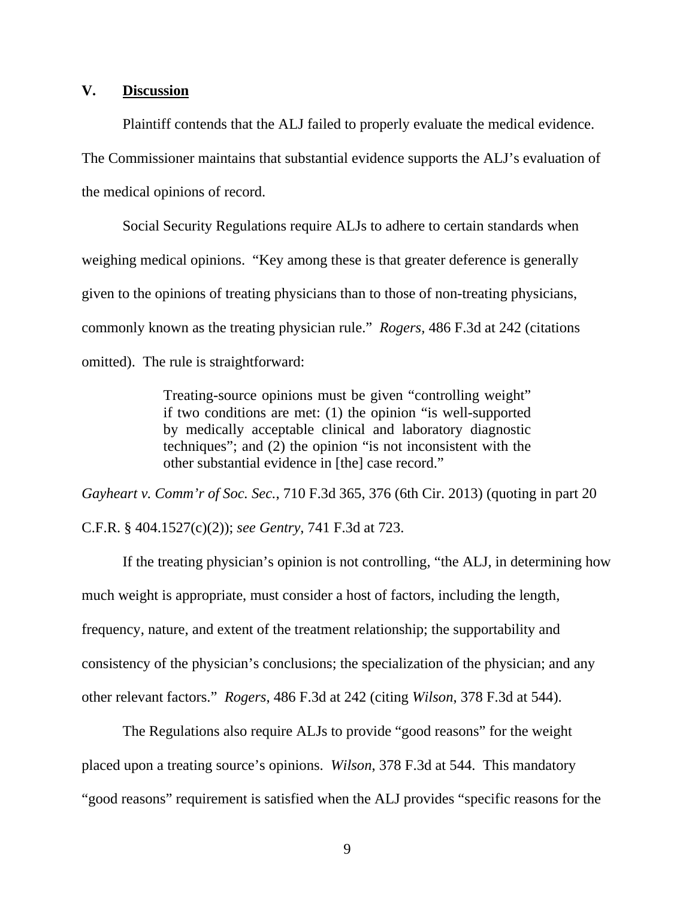## V. <u>Discussion</u>

Plaintiff contends that the ALJ failed to properly evaluate the medical evidence. The Commissioner maintains that substantial evidence supports the ALJ's evaluation of the medical opinions of record.

Social Security Regulations require ALJs to adhere to certain standards when weighing medical opinions. "Key among these is that greater deference is generally given to the opinions of treating physicians than to those of non-treating physicians, commonly known as the treating physician rule." *Rogers*, 486 F.3d at 242 (citations omitted). The rule is straightforward:

> Treating-source opinions must be given "controlling weight" if two conditions are met: (1) the opinion "is well-supported by medically acceptable clinical and laboratory diagnostic techniques"; and (2) the opinion "is not inconsistent with the other substantial evidence in [the] case record."

*Gayheart v. Comm'r of Soc. Sec.*, 710 F.3d 365, 376 (6th Cir. 2013) (quoting in part 20 C.F.R. § 404.1527(c)(2)); *see Gentry*, 741 F.3d at 723.

If the treating physician's opinion is not controlling, "the ALJ, in determining how much weight is appropriate, must consider a host of factors, including the length, frequency, nature, and extent of the treatment relationship; the supportability and consistency of the physician's conclusions; the specialization of the physician; and any other relevant factors." *Rogers*, 486 F.3d at 242 (citing *Wilson*, 378 F.3d at 544).

The Regulations also require ALJs to provide "good reasons" for the weight placed upon a treating source's opinions. *Wilson*, 378 F.3d at 544. This mandatory "good reasons" requirement is satisfied when the ALJ provides "specific reasons for the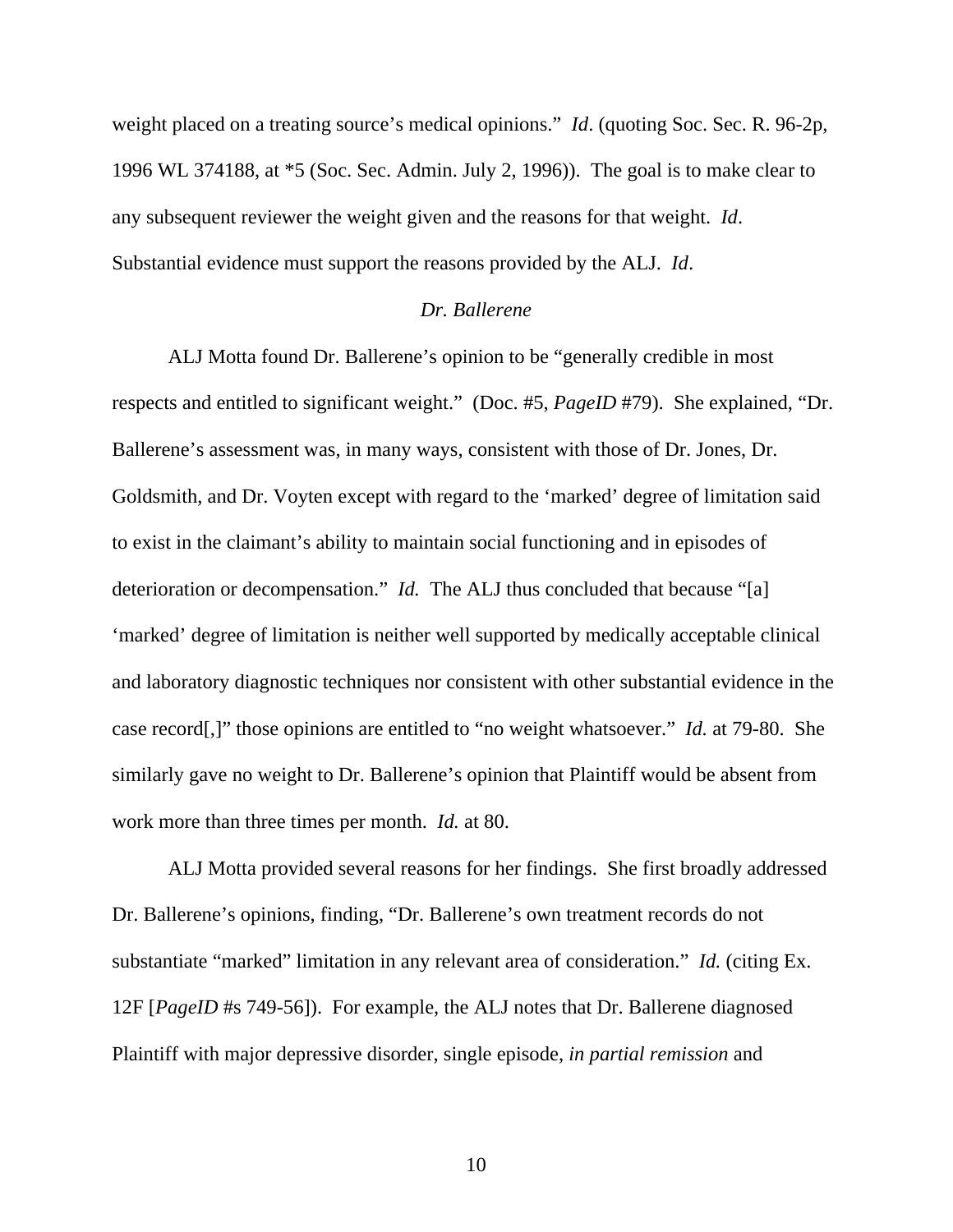weight placed on a treating source's medical opinions." *Id*. (quoting Soc. Sec. R. 96-2p, 1996 WL 374188, at *5 (Soc. Sec. Admin. July 2, 1996)). The goal is to make clear to any subsequent reviewer the weight given and the reasons for that weight. *Id*. Substantial evidence must support the reasons provided by the ALJ. *Id*.

*Dr. Ballerene*

ALJ Motta found Dr. Ballerene's opinion to be "generally credible in most respects and entitled to significant weight." (Doc. #5, *PageID* #79). She explained, "Dr. Ballerene's assessment was, in many ways, consistent with those of Dr. Jones, Dr. Goldsmith, and Dr. Voyten except with regard to the 'marked' degree of limitation said to exist in the claimant's ability to maintain social functioning and in episodes of deterioration or decompensation." *Id.* The ALJ thus concluded that because "[a] 'marked' degree of limitation is neither well supported by medically acceptable clinical and laboratory diagnostic techniques nor consistent with other substantial evidence in the case record[,]" those opinions are entitled to "no weight whatsoever." *Id.* at 79-80. She similarly gave no weight to Dr. Ballerene's opinion that Plaintiff would be absent from work more than three times per month. *Id.* at 80.

ALJ Motta provided several reasons for her findings. She first broadly addressed Dr. Ballerene's opinions, finding, "Dr. Ballerene's own treatment records do not substantiate "marked" limitation in any relevant area of consideration." *Id.* (citing Ex. 12F [*PageID* #s 749-56]). For example, the ALJ notes that Dr. Ballerene diagnosed Plaintiff with major depressive disorder, single episode, *in partial remission* and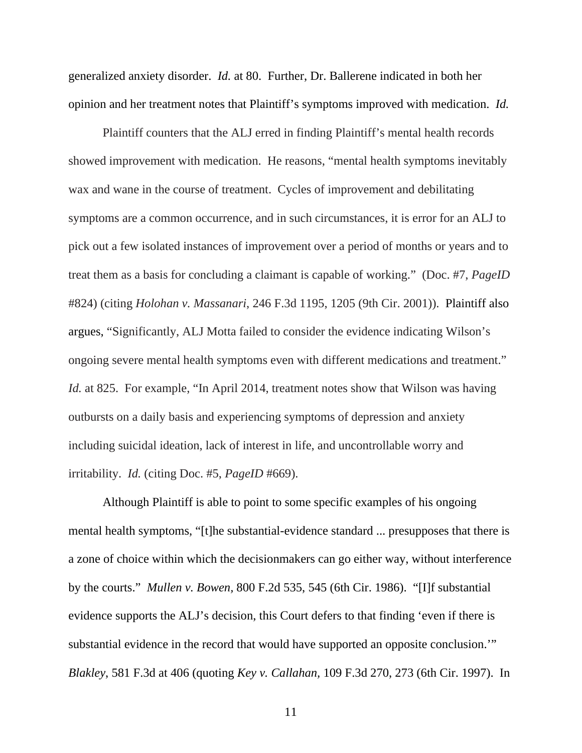generalized anxiety disorder. *Id.* at 80. Further, Dr. Ballerene indicated in both her opinion and her treatment notes that Plaintiff's symptoms improved with medication. *Id.*

Plaintiff counters that the ALJ erred in finding Plaintiff's mental health records showed improvement with medication. He reasons, "mental health symptoms inevitably wax and wane in the course of treatment. Cycles of improvement and debilitating symptoms are a common occurrence, and in such circumstances, it is error for an ALJ to pick out a few isolated instances of improvement over a period of months or years and to treat them as a basis for concluding a claimant is capable of working." (Doc. #7, *PageID* #824) (citing *Holohan v. Massanari*, 246 F.3d 1195, 1205 (9th Cir. 2001)). Plaintiff also argues, "Significantly, ALJ Motta failed to consider the evidence indicating Wilson's ongoing severe mental health symptoms even with different medications and treatment." *Id.* at 825. For example, "In April 2014, treatment notes show that Wilson was having outbursts on a daily basis and experiencing symptoms of depression and anxiety including suicidal ideation, lack of interest in life, and uncontrollable worry and irritability. *Id.* (citing Doc. #5, *PageID* #669).

Although Plaintiff is able to point to some specific examples of his ongoing mental health symptoms, "[t]he substantial-evidence standard ... presupposes that there is a zone of choice within which the decisionmakers can go either way, without interference by the courts." *Mullen v. Bowen*, 800 F.2d 535, 545 (6th Cir. 1986). "[I]f substantial evidence supports the ALJ's decision, this Court defers to that finding 'even if there is substantial evidence in the record that would have supported an opposite conclusion.'" *Blakley*, 581 F.3d at 406 (quoting *Key v. Callahan*, 109 F.3d 270, 273 (6th Cir. 1997). In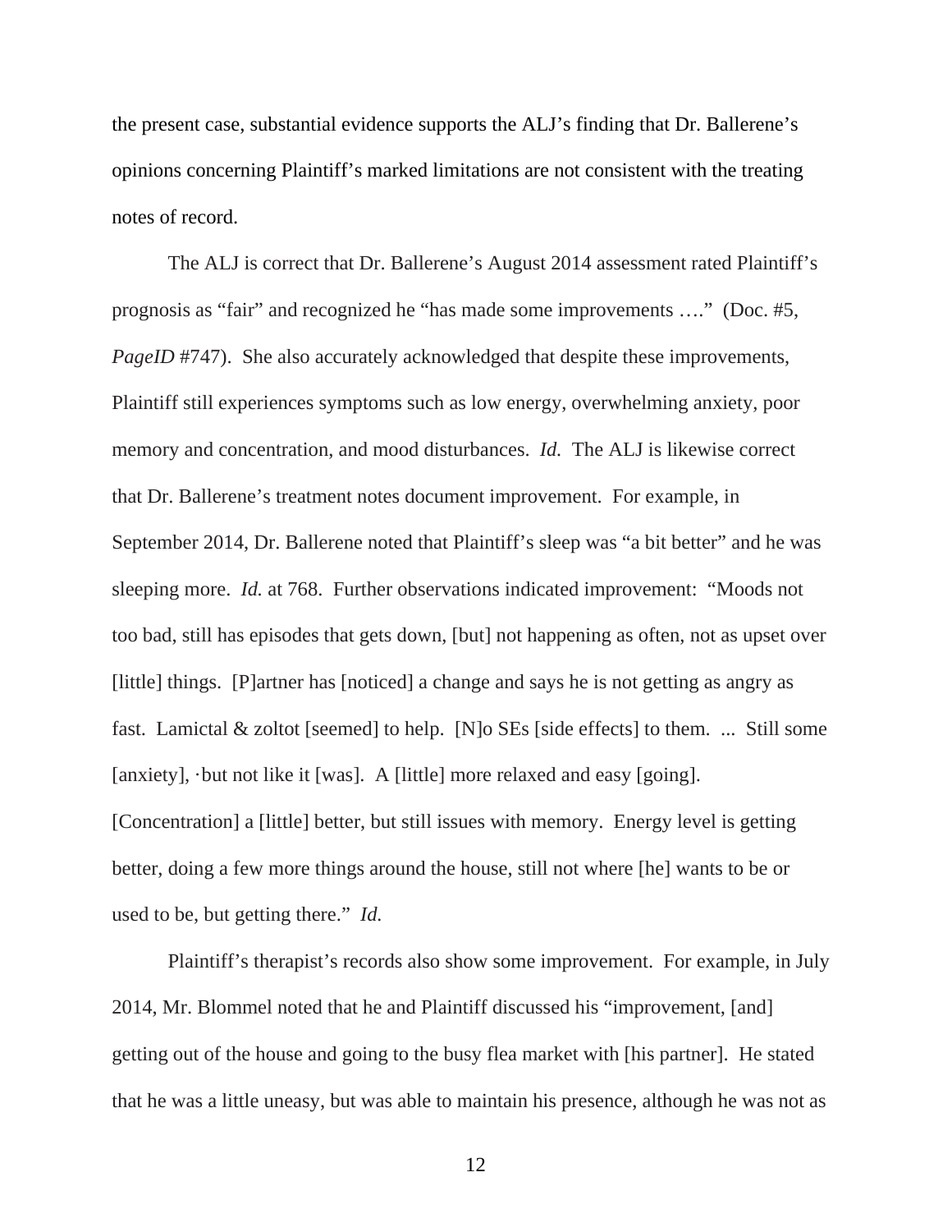the present case, substantial evidence supports the ALJ's finding that Dr. Ballerene's opinions concerning Plaintiff's marked limitations are not consistent with the treating notes of record.

The ALJ is correct that Dr. Ballerene's August 2014 assessment rated Plaintiff's prognosis as "fair" and recognized he "has made some improvements …." (Doc. #5, *PageID* #747). She also accurately acknowledged that despite these improvements, Plaintiff still experiences symptoms such as low energy, overwhelming anxiety, poor memory and concentration, and mood disturbances. *Id.* The ALJ is likewise correct that Dr. Ballerene's treatment notes document improvement. For example, in September 2014, Dr. Ballerene noted that Plaintiff's sleep was "a bit better" and he was sleeping more. *Id.* at 768. Further observations indicated improvement: "Moods not too bad, still has episodes that gets down, [but] not happening as often, not as upset over [little] things. [P]artner has [noticed] a change and says he is not getting as angry as fast. Lamictal & zoltot [seemed] to help. [N]o SEs [side effects] to them. ... Still some [anxiety], ·but not like it [was]. A [little] more relaxed and easy [going]. [Concentration] a [little] better, but still issues with memory. Energy level is getting better, doing a few more things around the house, still not where [he] wants to be or used to be, but getting there." *Id.*

Plaintiff's therapist's records also show some improvement. For example, in July 2014, Mr. Blommel noted that he and Plaintiff discussed his "improvement, [and] getting out of the house and going to the busy flea market with [his partner]. He stated that he was a little uneasy, but was able to maintain his presence, although he was not as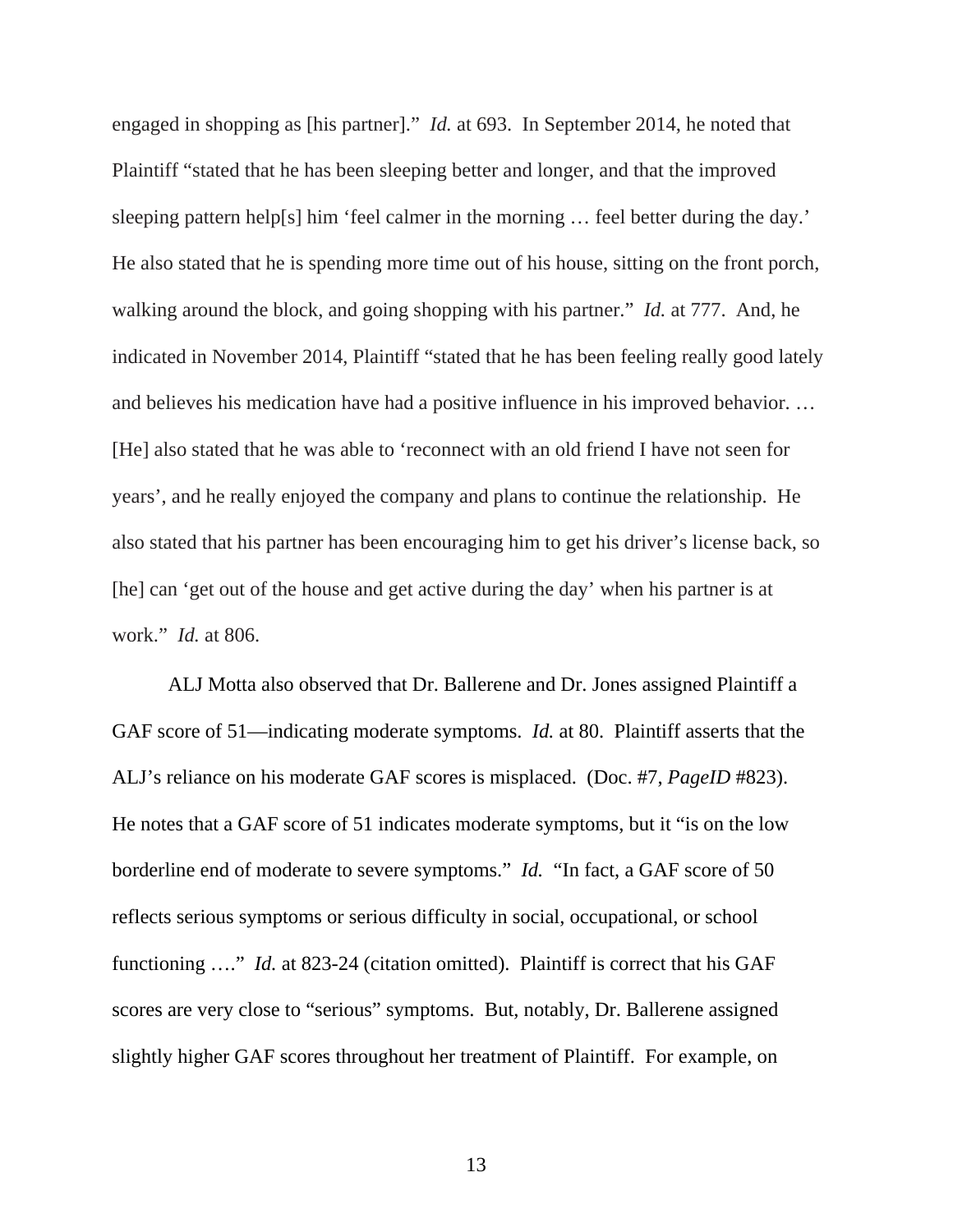engaged in shopping as [his partner]." *Id.* at 693. In September 2014, he noted that Plaintiff "stated that he has been sleeping better and longer, and that the improved sleeping pattern help[s] him 'feel calmer in the morning … feel better during the day.' He also stated that he is spending more time out of his house, sitting on the front porch, walking around the block, and going shopping with his partner." *Id.* at 777. And, he indicated in November 2014, Plaintiff "stated that he has been feeling really good lately and believes his medication have had a positive influence in his improved behavior. … [He] also stated that he was able to 'reconnect with an old friend I have not seen for years', and he really enjoyed the company and plans to continue the relationship. He also stated that his partner has been encouraging him to get his driver's license back, so [he] can 'get out of the house and get active during the day' when his partner is at work." *Id.* at 806.

ALJ Motta also observed that Dr. Ballerene and Dr. Jones assigned Plaintiff a GAF score of 51—indicating moderate symptoms. *Id.* at 80. Plaintiff asserts that the ALJ's reliance on his moderate GAF scores is misplaced. (Doc. #7, *PageID* #823). He notes that a GAF score of 51 indicates moderate symptoms, but it "is on the low borderline end of moderate to severe symptoms." *Id.* "In fact, a GAF score of 50 reflects serious symptoms or serious difficulty in social, occupational, or school functioning …." *Id.* at 823-24 (citation omitted). Plaintiff is correct that his GAF scores are very close to "serious" symptoms. But, notably, Dr. Ballerene assigned slightly higher GAF scores throughout her treatment of Plaintiff. For example, on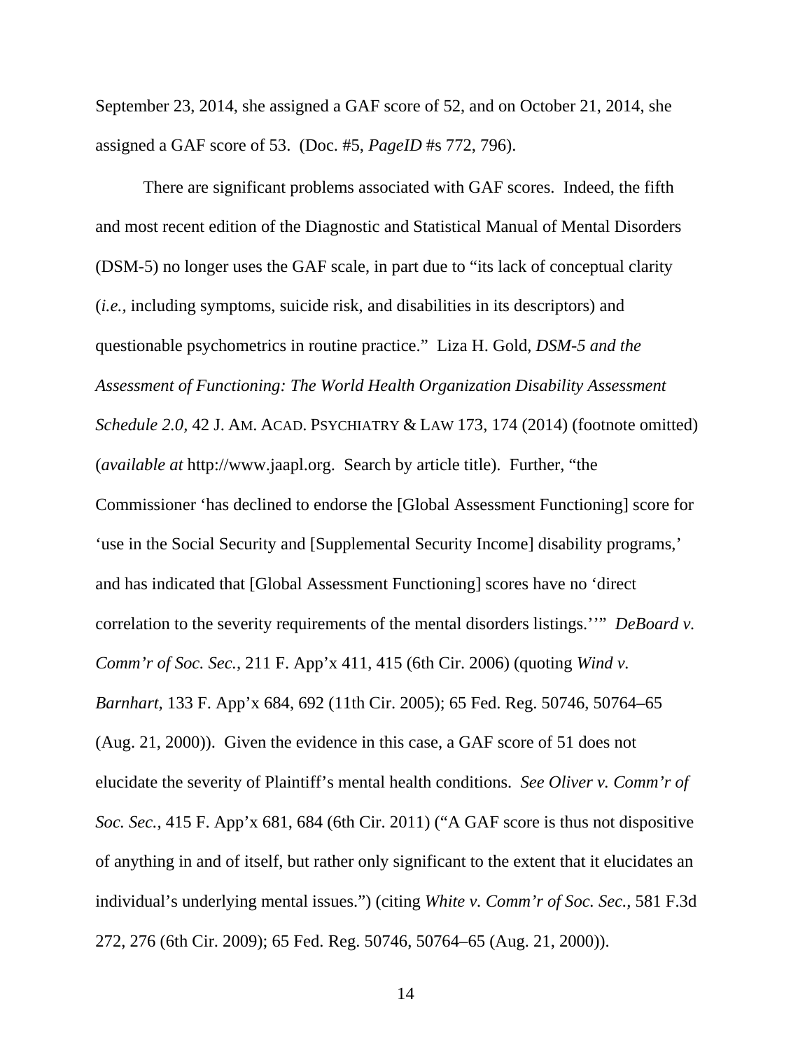September 23, 2014, she assigned a GAF score of 52, and on October 21, 2014, she assigned a GAF score of 53. (Doc. #5, *PageID* #s 772, 796).

There are significant problems associated with GAF scores. Indeed, the fifth and most recent edition of the Diagnostic and Statistical Manual of Mental Disorders (DSM-5) no longer uses the GAF scale, in part due to "its lack of conceptual clarity (*i.e.*, including symptoms, suicide risk, and disabilities in its descriptors) and questionable psychometrics in routine practice." Liza H. Gold, *DSM-5 and the Assessment of Functioning: The World Health Organization Disability Assessment Schedule 2.0*, 42 J. AM. ACAD. PSYCHIATRY & LAW 173, 174 (2014) (footnote omitted) (*available at* http://www.jaapl.org. Search by article title). Further, "the Commissioner 'has declined to endorse the [Global Assessment Functioning] score for 'use in the Social Security and [Supplemental Security Income] disability programs,' and has indicated that [Global Assessment Functioning] scores have no 'direct correlation to the severity requirements of the mental disorders listings.''" *DeBoard v. Comm'r of Soc. Sec.*, 211 F. App'x 411, 415 (6th Cir. 2006) (quoting *Wind v. Barnhart*, 133 F. App'x 684, 692 (11th Cir. 2005); 65 Fed. Reg. 50746, 50764–65 (Aug. 21, 2000)). Given the evidence in this case, a GAF score of 51 does not elucidate the severity of Plaintiff's mental health conditions. *See Oliver v. Comm'r of Soc. Sec.*, 415 F. App'x 681, 684 (6th Cir. 2011) ("A GAF score is thus not dispositive of anything in and of itself, but rather only significant to the extent that it elucidates an individual's underlying mental issues.") (citing *White v. Comm'r of Soc. Sec.*, 581 F.3d 272, 276 (6th Cir. 2009); 65 Fed. Reg. 50746, 50764–65 (Aug. 21, 2000)).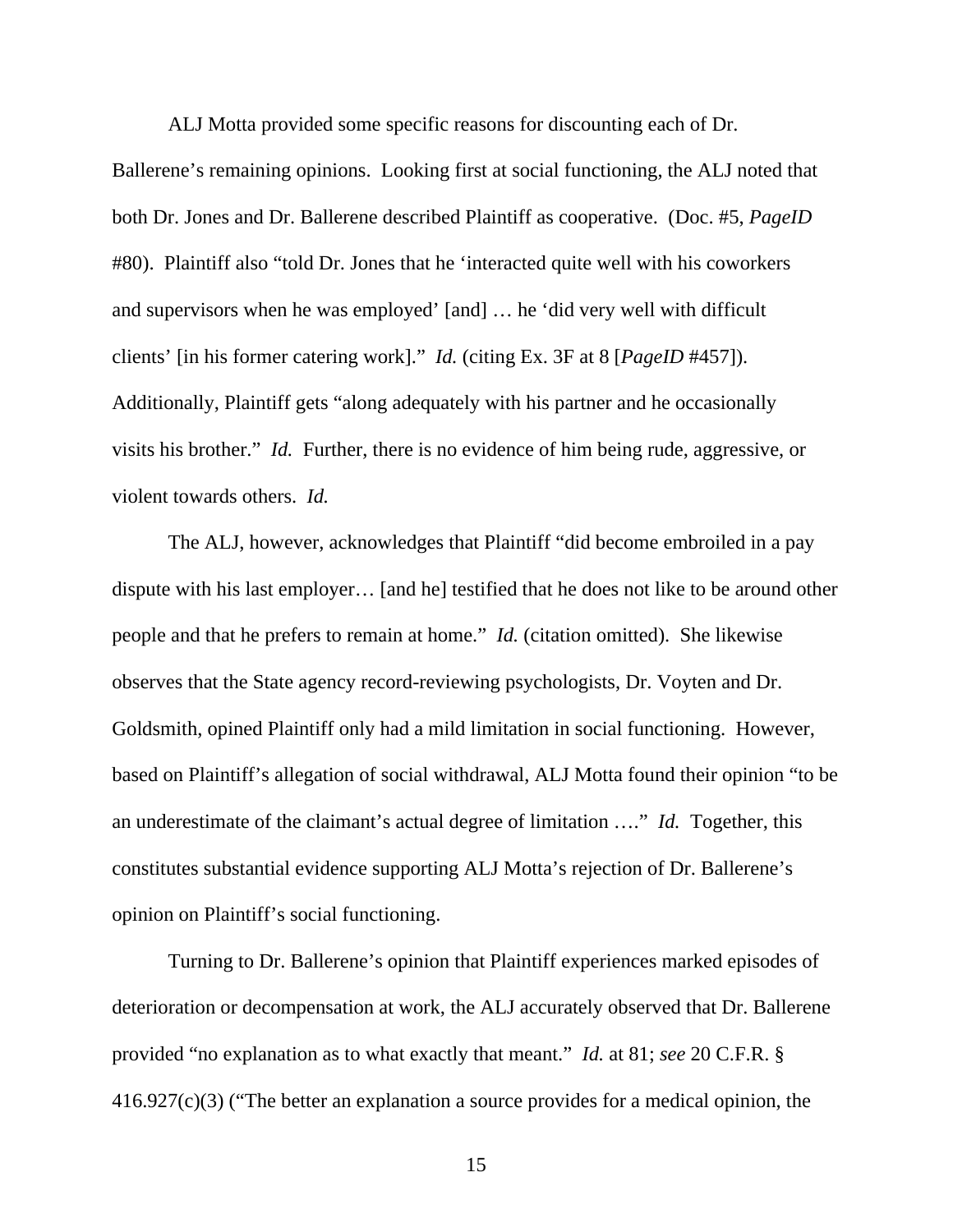ALJ Motta provided some specific reasons for discounting each of Dr. Ballerene's remaining opinions. Looking first at social functioning, the ALJ noted that both Dr. Jones and Dr. Ballerene described Plaintiff as cooperative. (Doc. #5, *PageID* #80). Plaintiff also "told Dr. Jones that he 'interacted quite well with his coworkers and supervisors when he was employed' [and] … he 'did very well with difficult clients' [in his former catering work]." *Id.* (citing Ex. 3F at 8 [*PageID* #457]). Additionally, Plaintiff gets "along adequately with his partner and he occasionally visits his brother." *Id.* Further, there is no evidence of him being rude, aggressive, or violent towards others. *Id.*

The ALJ, however, acknowledges that Plaintiff "did become embroiled in a pay dispute with his last employer… [and he] testified that he does not like to be around other people and that he prefers to remain at home." *Id.* (citation omitted). She likewise observes that the State agency record-reviewing psychologists, Dr. Voyten and Dr. Goldsmith, opined Plaintiff only had a mild limitation in social functioning. However, based on Plaintiff's allegation of social withdrawal, ALJ Motta found their opinion "to be an underestimate of the claimant's actual degree of limitation …." *Id.* Together, this constitutes substantial evidence supporting ALJ Motta's rejection of Dr. Ballerene's opinion on Plaintiff's social functioning.

Turning to Dr. Ballerene's opinion that Plaintiff experiences marked episodes of deterioration or decompensation at work, the ALJ accurately observed that Dr. Ballerene provided "no explanation as to what exactly that meant." *Id.* at 81; *see* 20 C.F.R. § 416.927(c)(3) ("The better an explanation a source provides for a medical opinion, the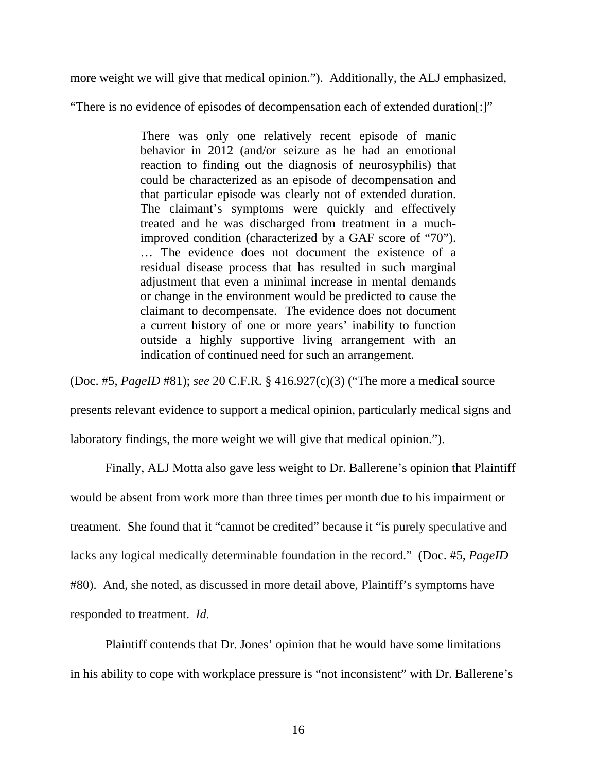more weight we will give that medical opinion."). Additionally, the ALJ emphasized, "There is no evidence of episodes of decompensation each of extended duration[:]"

> There was only one relatively recent episode of manic behavior in 2012 (and/or seizure as he had an emotional reaction to finding out the diagnosis of neurosyphilis) that could be characterized as an episode of decompensation and that particular episode was clearly not of extended duration. The claimant's symptoms were quickly and effectively treated and he was discharged from treatment in a much-improved condition (characterized by a GAF score of "70"). … The evidence does not document the existence of a residual disease process that has resulted in such marginal adjustment that even a minimal increase in mental demands or change in the environment would be predicted to cause the claimant to decompensate. The evidence does not document a current history of one or more years' inability to function outside a highly supportive living arrangement with an indication of continued need for such an arrangement.

(Doc. #5, *PageID* #81); *see* 20 C.F.R. § 416.927(c)(3) ("The more a medical source presents relevant evidence to support a medical opinion, particularly medical signs and laboratory findings, the more weight we will give that medical opinion.").

Finally, ALJ Motta also gave less weight to Dr. Ballerene's opinion that Plaintiff would be absent from work more than three times per month due to his impairment or treatment. She found that it "cannot be credited" because it "is purely speculative and lacks any logical medically determinable foundation in the record." (Doc. #5, *PageID* #80). And, she noted, as discussed in more detail above, Plaintiff's symptoms have responded to treatment. *Id.*

Plaintiff contends that Dr. Jones' opinion that he would have some limitations in his ability to cope with workplace pressure is "not inconsistent" with Dr. Ballerene's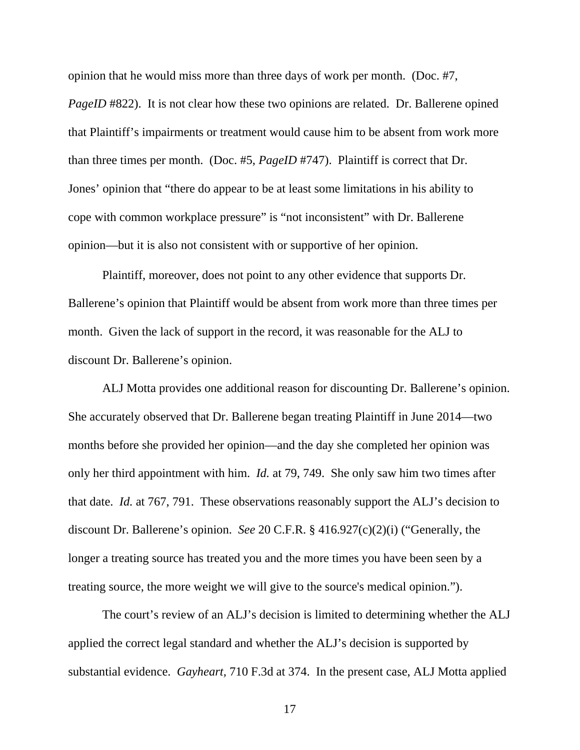opinion that he would miss more than three days of work per month. (Doc. #7, *PageID* #822). It is not clear how these two opinions are related. Dr. Ballerene opined that Plaintiff's impairments or treatment would cause him to be absent from work more than three times per month. (Doc. #5, *PageID* #747). Plaintiff is correct that Dr. Jones' opinion that "there do appear to be at least some limitations in his ability to cope with common workplace pressure" is "not inconsistent" with Dr. Ballerene opinion—but it is also not consistent with or supportive of her opinion.

Plaintiff, moreover, does not point to any other evidence that supports Dr. Ballerene's opinion that Plaintiff would be absent from work more than three times per month. Given the lack of support in the record, it was reasonable for the ALJ to discount Dr. Ballerene's opinion.

ALJ Motta provides one additional reason for discounting Dr. Ballerene's opinion. She accurately observed that Dr. Ballerene began treating Plaintiff in June 2014—two months before she provided her opinion—and the day she completed her opinion was only her third appointment with him. *Id.* at 79, 749. She only saw him two times after that date. *Id.* at 767, 791. These observations reasonably support the ALJ's decision to discount Dr. Ballerene's opinion. *See* 20 C.F.R. § 416.927(c)(2)(i) ("Generally, the longer a treating source has treated you and the more times you have been seen by a treating source, the more weight we will give to the source's medical opinion.").

The court's review of an ALJ's decision is limited to determining whether the ALJ applied the correct legal standard and whether the ALJ's decision is supported by substantial evidence. *Gayheart*, 710 F.3d at 374. In the present case, ALJ Motta applied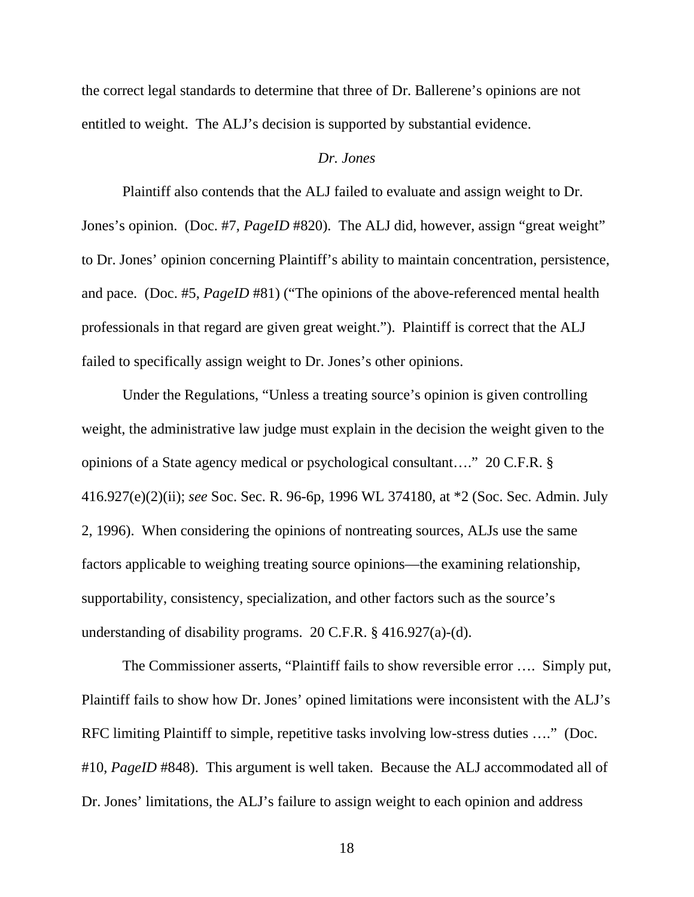the correct legal standards to determine that three of Dr. Ballerene's opinions are not entitled to weight. The ALJ's decision is supported by substantial evidence.

*Dr. Jones*

Plaintiff also contends that the ALJ failed to evaluate and assign weight to Dr. Jones's opinion. (Doc. #7, *PageID* #820). The ALJ did, however, assign "great weight" to Dr. Jones' opinion concerning Plaintiff's ability to maintain concentration, persistence, and pace. (Doc. #5, *PageID* #81) ("The opinions of the above-referenced mental health professionals in that regard are given great weight."). Plaintiff is correct that the ALJ failed to specifically assign weight to Dr. Jones's other opinions.

Under the Regulations, "Unless a treating source's opinion is given controlling weight, the administrative law judge must explain in the decision the weight given to the opinions of a State agency medical or psychological consultant…." 20 C.F.R. § 416.927(e)(2)(ii); *see* Soc. Sec. R. 96-6p, 1996 WL 374180, at *2 (Soc. Sec. Admin. July 2, 1996). When considering the opinions of nontreating sources, ALJs use the same factors applicable to weighing treating source opinions—the examining relationship, supportability, consistency, specialization, and other factors such as the source's understanding of disability programs. 20 C.F.R. § 416.927(a)-(d).

The Commissioner asserts, "Plaintiff fails to show reversible error …. Simply put, Plaintiff fails to show how Dr. Jones' opined limitations were inconsistent with the ALJ's RFC limiting Plaintiff to simple, repetitive tasks involving low-stress duties …." (Doc. #10, *PageID* #848). This argument is well taken. Because the ALJ accommodated all of Dr. Jones' limitations, the ALJ's failure to assign weight to each opinion and address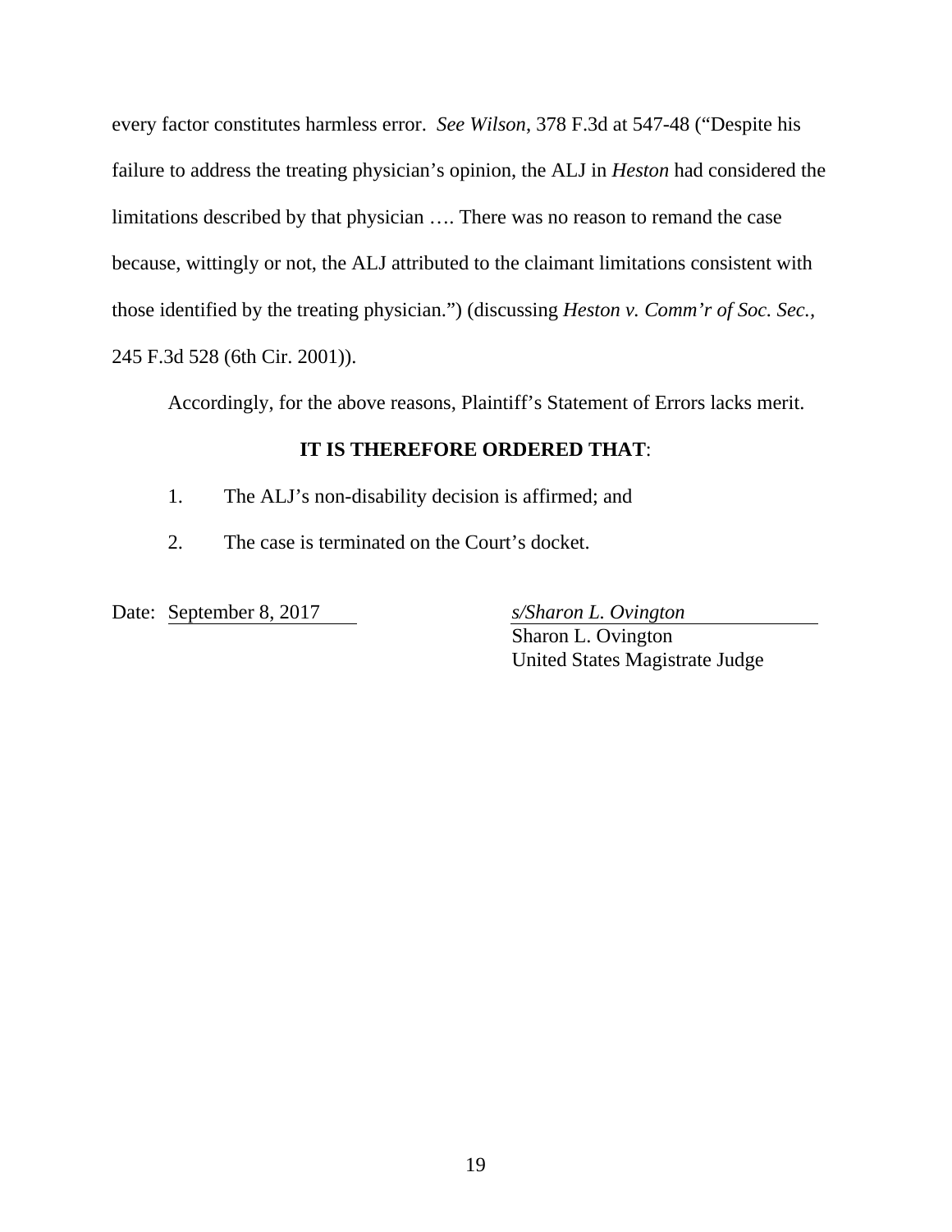every factor constitutes harmless error. *See Wilson*, 378 F.3d at 547-48 ("Despite his failure to address the treating physician's opinion, the ALJ in *Heston* had considered the limitations described by that physician …. There was no reason to remand the case because, wittingly or not, the ALJ attributed to the claimant limitations consistent with those identified by the treating physician.") (discussing *Heston v. Comm'r of Soc. Sec.*, 245 F.3d 528 (6th Cir. 2001)).

Accordingly, for the above reasons, Plaintiff's Statement of Errors lacks merit.

**IT IS THEREFORE ORDERED THAT**:

1. The ALJ's non-disability decision is affirmed; and

2. The case is terminated on the Court's docket.

Date: September 8, 2017

*s/Sharon L. Ovington*
Sharon L. Ovington
United States Magistrate Judge